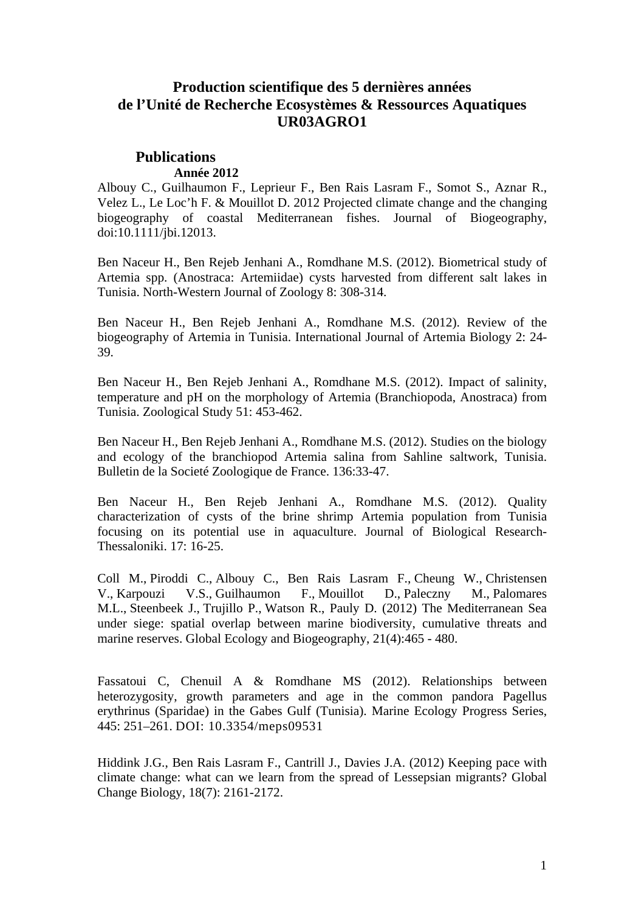# Production scientifique des 5 dernières années de l'Unité de Recherche Ecosystèmes & Ressources Aquatiques UR03AGRO1

## Publications

### Année 2012

Albouy C., Guilhaumon F., Leprieur F., Ben Rais Lasram F., Somot S., Aznar R., Velez L., Le Loc'h F. & Mouillot D. 2012 Projected climate change and the changing biogeography of coastal Mediterranean fishes. Journal of Biogeography, doi:10.1111/jbi.12013.

Ben Naceur H., Ben Rejeb Jenhani A., Romdhane M.S. (2012). Biometrical study of Artemia spp. (Anostraca: Artemiidae) cysts harvested from different salt lakes in Tunisia. North-Western Journal of Zoology 8: 308-314.

Ben Naceur H., Ben Rejeb Jenhani A., Romdhane M.S. (2012). Review of the biogeography of Artemia in Tunisia. International Journal of Artemia Biology 2: 24-39.

Ben Naceur H., Ben Rejeb Jenhani A., Romdhane M.S. (2012). Impact of salinity, temperature and pH on the morphology of Artemia (Branchiopoda, Anostraca) from Tunisia. Zoological Study 51: 453-462.

Ben Naceur H., Ben Rejeb Jenhani A., Romdhane M.S. (2012). Studies on the biology and ecology of the branchiopod Artemia salina from Sahline saltwork, Tunisia. Bulletin de la Societé Zoologique de France. 136:33-47.

Ben Naceur H., Ben Rejeb Jenhani A., Romdhane M.S. (2012). Quality characterization of cysts of the brine shrimp Artemia population from Tunisia focusing on its potential use in aquaculture. Journal of Biological Research-Thessaloniki. 17: 16-25.

Coll M., Piroddi C., Albouy C., Ben Rais Lasram F., Cheung W., Christensen V., Karpouzi V.S., Guilhaumon F., Mouillot D., Paleczny M., Palomares M.L., Steenbeek J., Trujillo P., Watson R., Pauly D. (2012) The Mediterranean Sea under siege: spatial overlap between marine biodiversity, cumulative threats and marine reserves. Global Ecology and Biogeography, 21(4):465 - 480.

Fassatoui C, Chenuil A & Romdhane MS (2012). Relationships between heterozygosity, growth parameters and age in the common pandora Pagellus erythrinus (Sparidae) in the Gabes Gulf (Tunisia). Marine Ecology Progress Series, 445: 251–261. DOI: 10.3354/meps09531

Hiddink J.G., Ben Rais Lasram F., Cantrill J., Davies J.A. (2012) Keeping pace with climate change: what can we learn from the spread of Lessepsian migrants? Global Change Biology, 18(7): 2161-2172.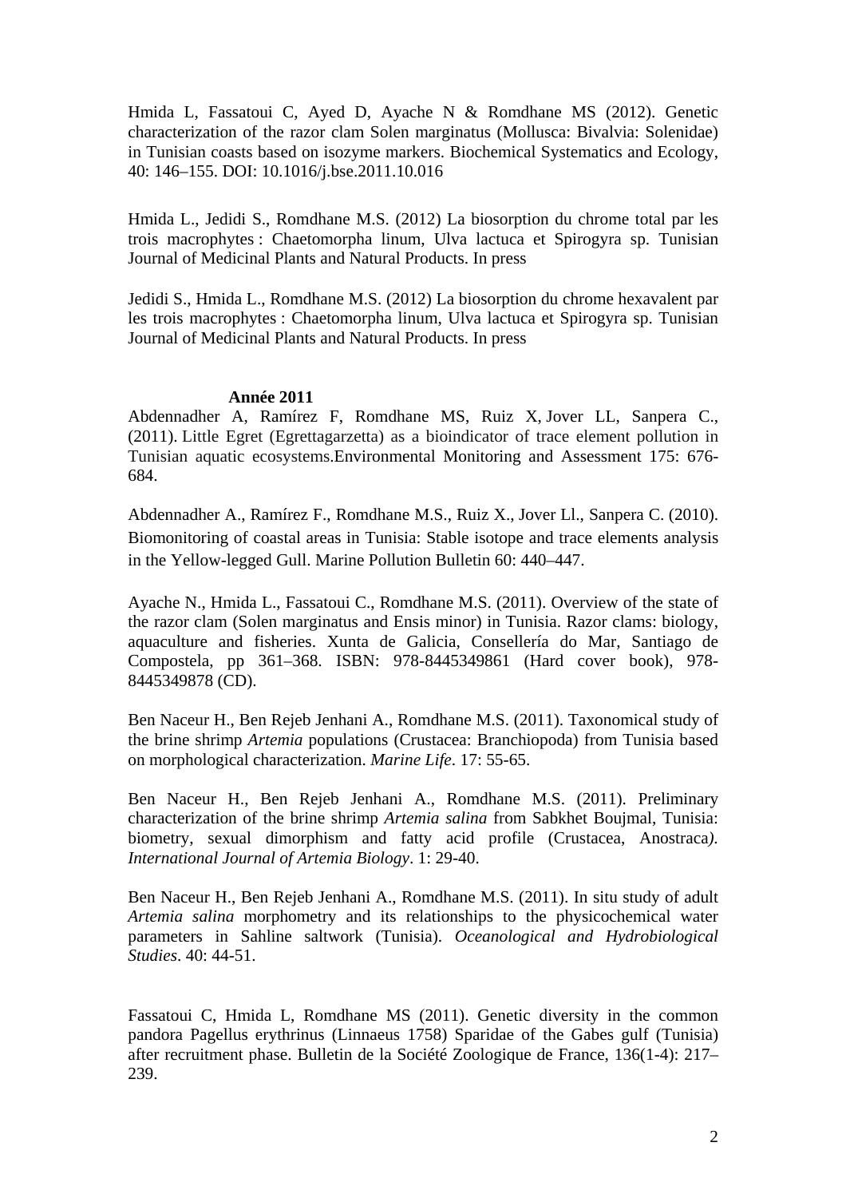Hmida L, Fassatoui C, Ayed D, Ayache N & Romdhane MS (2012). Genetic characterization of the razor clam Solen marginatus (Mollusca: Bivalvia: Solenidae) in Tunisian coasts based on isozyme markers. Biochemical Systematics and Ecology, 40: 146–155. DOI: 10.1016/j.bse.2011.10.016

Hmida L., Jedidi S., Romdhane M.S. (2012) La biosorption du chrome total par les trois macrophytes : Chaetomorpha linum, Ulva lactuca et Spirogyra sp. Tunisian Journal of Medicinal Plants and Natural Products. In press

Jedidi S., Hmida L., Romdhane M.S. (2012) La biosorption du chrome hexavalent par les trois macrophytes : Chaetomorpha linum, Ulva lactuca et Spirogyra sp. Tunisian Journal of Medicinal Plants and Natural Products. In press

**Année 2011**

Abdennadher A, Ramírez F, Romdhane MS, Ruiz X, Jover LL, Sanpera C., (2011). Little Egret (Egrettagarzetta) as a bioindicator of trace element pollution in Tunisian aquatic ecosystems.Environmental Monitoring and Assessment 175: 676-684.

Abdennadher A., Ramírez F., Romdhane M.S., Ruiz X., Jover Ll., Sanpera C. (2010). Biomonitoring of coastal areas in Tunisia: Stable isotope and trace elements analysis in the Yellow-legged Gull. Marine Pollution Bulletin 60: 440–447.

Ayache N., Hmida L., Fassatoui C., Romdhane M.S. (2011). Overview of the state of the razor clam (Solen marginatus and Ensis minor) in Tunisia. Razor clams: biology, aquaculture and fisheries. Xunta de Galicia, Consellería do Mar, Santiago de Compostela, pp 361–368. ISBN: 978-8445349861 (Hard cover book), 978-8445349878 (CD).

Ben Naceur H., Ben Rejeb Jenhani A., Romdhane M.S. (2011). Taxonomical study of the brine shrimp *Artemia* populations (Crustacea: Branchiopoda) from Tunisia based on morphological characterization. *Marine Life*. 17: 55-65.

Ben Naceur H., Ben Rejeb Jenhani A., Romdhane M.S. (2011). Preliminary characterization of the brine shrimp *Artemia salina* from Sabkhet Boujmal, Tunisia: biometry, sexual dimorphism and fatty acid profile (Crustacea, Anostraca*). International Journal of Artemia Biology*. 1: 29-40.

Ben Naceur H., Ben Rejeb Jenhani A., Romdhane M.S. (2011). In situ study of adult *Artemia salina* morphometry and its relationships to the physicochemical water parameters in Sahline saltwork (Tunisia). *Oceanological and Hydrobiological Studies*. 40: 44-51.

Fassatoui C, Hmida L, Romdhane MS (2011). Genetic diversity in the common pandora Pagellus erythrinus (Linnaeus 1758) Sparidae of the Gabes gulf (Tunisia) after recruitment phase. Bulletin de la Société Zoologique de France, 136(1-4): 217–239.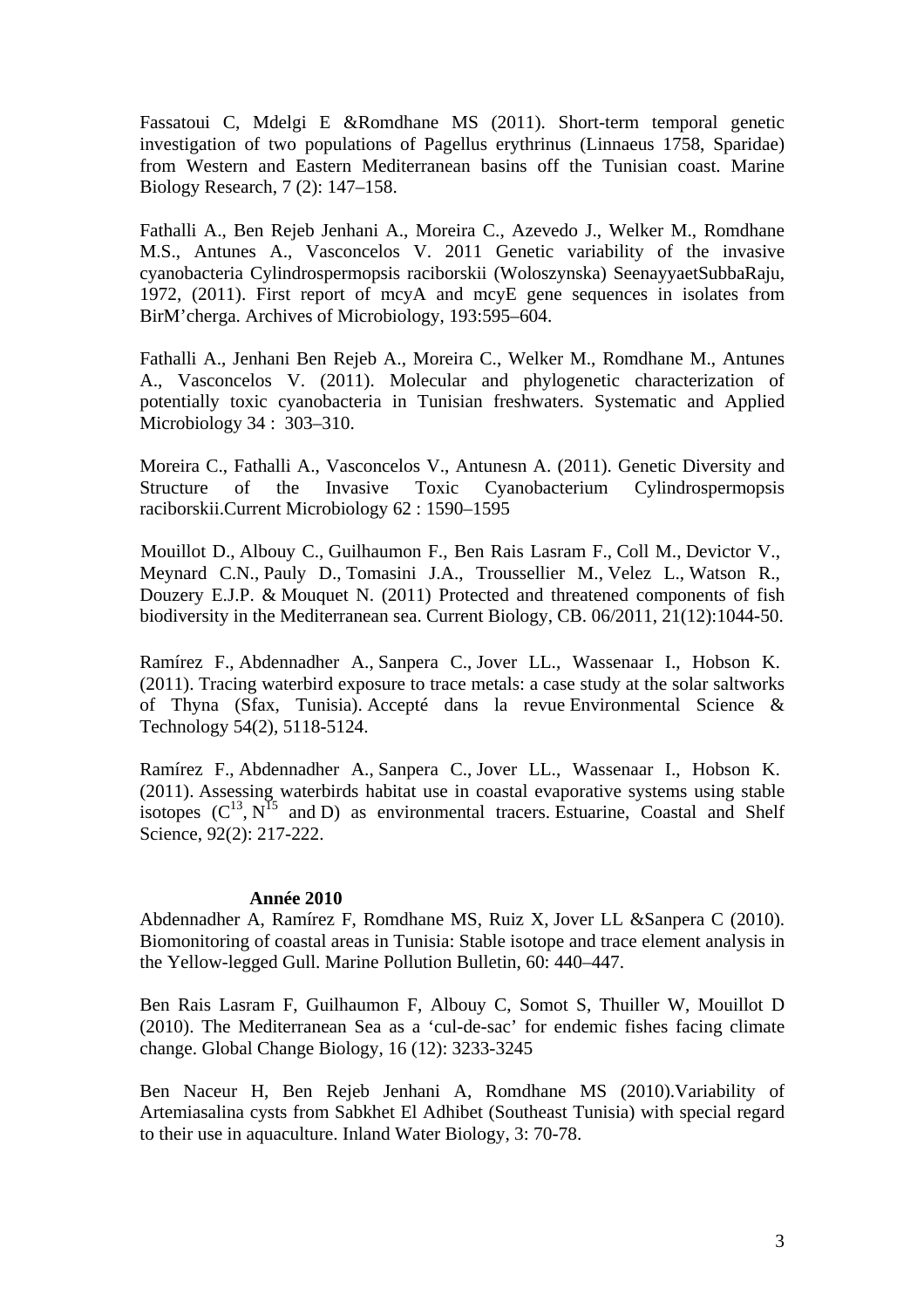Fassatoui C, Mdelgi E &Romdhane MS (2011). Short-term temporal genetic investigation of two populations of Pagellus erythrinus (Linnaeus 1758, Sparidae) from Western and Eastern Mediterranean basins off the Tunisian coast. Marine Biology Research, 7 (2): 147–158.

Fathalli A., Ben Rejeb Jenhani A., Moreira C., Azevedo J., Welker M., Romdhane M.S., Antunes A., Vasconcelos V. 2011 Genetic variability of the invasive cyanobacteria Cylindrospermopsis raciborskii (Woloszynska) SeenayyaetSubbaRaju, 1972, (2011). First report of mcyA and mcyE gene sequences in isolates from BirM'cherga. Archives of Microbiology, 193:595–604.

Fathalli A., Jenhani Ben Rejeb A., Moreira C., Welker M., Romdhane M., Antunes A., Vasconcelos V. (2011). Molecular and phylogenetic characterization of potentially toxic cyanobacteria in Tunisian freshwaters. Systematic and Applied Microbiology 34 : 303–310.

Moreira C., Fathalli A., Vasconcelos V., Antunesn A. (2011). Genetic Diversity and Structure of the Invasive Toxic Cyanobacterium Cylindrospermopsis raciborskii.Current Microbiology 62 : 1590–1595

Mouillot D., Albouy C., Guilhaumon F., Ben Rais Lasram F., Coll M., Devictor V., Meynard C.N., Pauly D., Tomasini J.A., Troussellier M., Velez L., Watson R., Douzery E.J.P. & Mouquet N. (2011) Protected and threatened components of fish biodiversity in the Mediterranean sea. Current Biology, CB. 06/2011, 21(12):1044-50.

Ramírez F., Abdennadher A., Sanpera C., Jover LL., Wassenaar I., Hobson K. (2011). Tracing waterbird exposure to trace metals: a case study at the solar saltworks of Thyna (Sfax, Tunisia). Accepté dans la revue Environmental Science & Technology 54(2), 5118-5124.

Ramírez F., Abdennadher A., Sanpera C., Jover LL., Wassenaar I., Hobson K. (2011). Assessing waterbirds habitat use in coastal evaporative systems using stable isotopes ($C^{13}$, $N^{15}$ and D) as environmental tracers. Estuarine, Coastal and Shelf Science, 92(2): 217-222.

**Année 2010**

Abdennadher A, Ramírez F, Romdhane MS, Ruiz X, Jover LL &Sanpera C (2010). Biomonitoring of coastal areas in Tunisia: Stable isotope and trace element analysis in the Yellow-legged Gull. Marine Pollution Bulletin, 60: 440–447.

Ben Rais Lasram F, Guilhaumon F, Albouy C, Somot S, Thuiller W, Mouillot D (2010). The Mediterranean Sea as a 'cul-de-sac' for endemic fishes facing climate change. Global Change Biology, 16 (12): 3233-3245

Ben Naceur H, Ben Rejeb Jenhani A, Romdhane MS (2010).Variability of Artemiasalina cysts from Sabkhet El Adhibet (Southeast Tunisia) with special regard to their use in aquaculture. Inland Water Biology, 3: 70-78.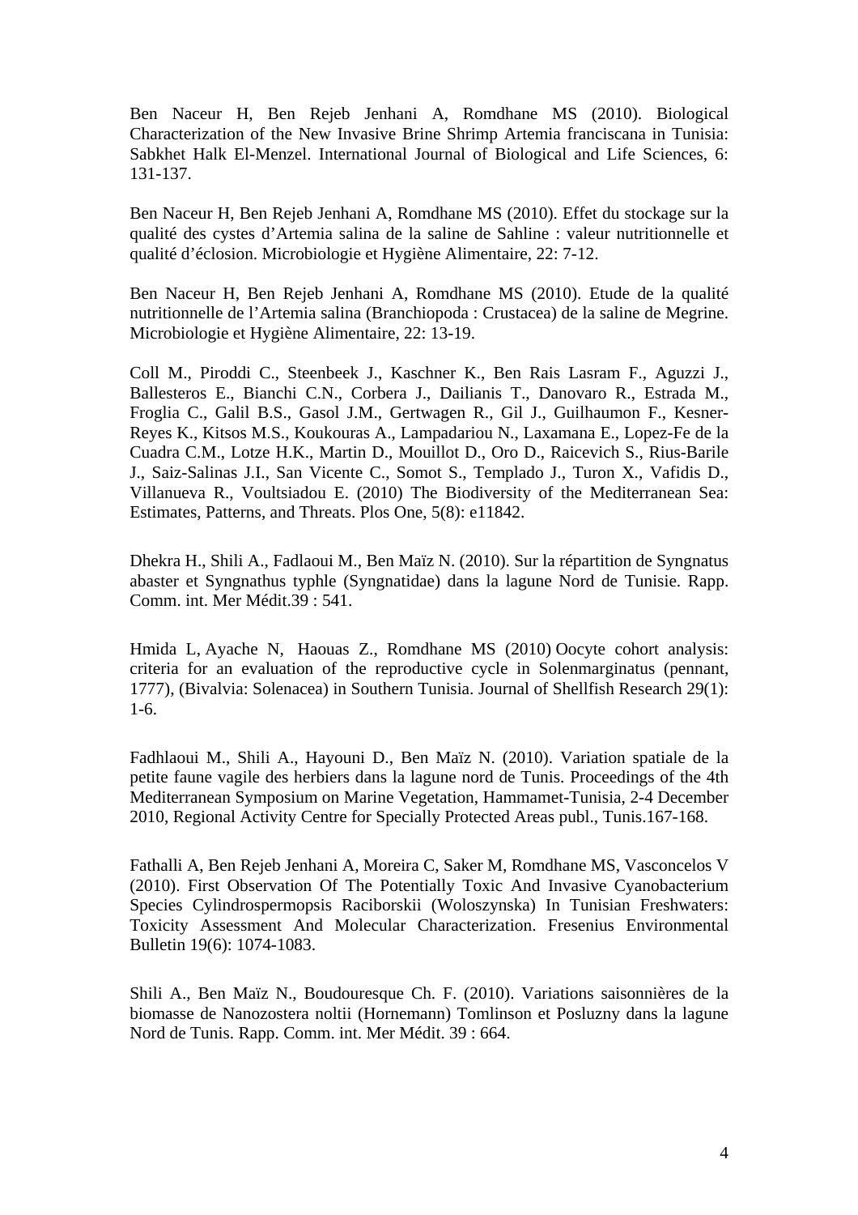Ben Naceur H, Ben Rejeb Jenhani A, Romdhane MS (2010). Biological Characterization of the New Invasive Brine Shrimp Artemia franciscana in Tunisia: Sabkhet Halk El-Menzel. International Journal of Biological and Life Sciences, 6: 131-137.

Ben Naceur H, Ben Rejeb Jenhani A, Romdhane MS (2010). Effet du stockage sur la qualité des cystes d'Artemia salina de la saline de Sahline : valeur nutritionnelle et qualité d'éclosion. Microbiologie et Hygiène Alimentaire, 22: 7-12.

Ben Naceur H, Ben Rejeb Jenhani A, Romdhane MS (2010). Etude de la qualité nutritionnelle de l'Artemia salina (Branchiopoda : Crustacea) de la saline de Megrine. Microbiologie et Hygiène Alimentaire, 22: 13-19.

Coll M., Piroddi C., Steenbeek J., Kaschner K., Ben Rais Lasram F., Aguzzi J., Ballesteros E., Bianchi C.N., Corbera J., Dailianis T., Danovaro R., Estrada M., Froglia C., Galil B.S., Gasol J.M., Gertwagen R., Gil J., Guilhaumon F., Kesner-Reyes K., Kitsos M.S., Koukouras A., Lampadariou N., Laxamana E., Lopez-Fe de la Cuadra C.M., Lotze H.K., Martin D., Mouillot D., Oro D., Raicevich S., Rius-Barile J., Saiz-Salinas J.I., San Vicente C., Somot S., Templado J., Turon X., Vafidis D., Villanueva R., Voultsiadou E. (2010) The Biodiversity of the Mediterranean Sea: Estimates, Patterns, and Threats. Plos One, 5(8): e11842.

Dhekra H., Shili A., Fadlaoui M., Ben Maïz N. (2010). Sur la répartition de Syngnatus abaster et Syngnathus typhle (Syngnatidae) dans la lagune Nord de Tunisie. Rapp. Comm. int. Mer Médit.39 : 541.

Hmida L, Ayache N, Haouas Z., Romdhane MS (2010) Oocyte cohort analysis: criteria for an evaluation of the reproductive cycle in Solenmarginatus (pennant, 1777), (Bivalvia: Solenacea) in Southern Tunisia. Journal of Shellfish Research 29(1): 1-6.

Fadhlaoui M., Shili A., Hayouni D., Ben Maïz N. (2010). Variation spatiale de la petite faune vagile des herbiers dans la lagune nord de Tunis. Proceedings of the 4th Mediterranean Symposium on Marine Vegetation, Hammamet-Tunisia, 2-4 December 2010, Regional Activity Centre for Specially Protected Areas publ., Tunis.167-168.

Fathalli A, Ben Rejeb Jenhani A, Moreira C, Saker M, Romdhane MS, Vasconcelos V (2010). First Observation Of The Potentially Toxic And Invasive Cyanobacterium Species Cylindrospermopsis Raciborskii (Woloszynska) In Tunisian Freshwaters: Toxicity Assessment And Molecular Characterization. Fresenius Environmental Bulletin 19(6): 1074-1083.

Shili A., Ben Maïz N., Boudouresque Ch. F. (2010). Variations saisonnières de la biomasse de Nanozostera noltii (Hornemann) Tomlinson et Posluzny dans la lagune Nord de Tunis. Rapp. Comm. int. Mer Médit. 39 : 664.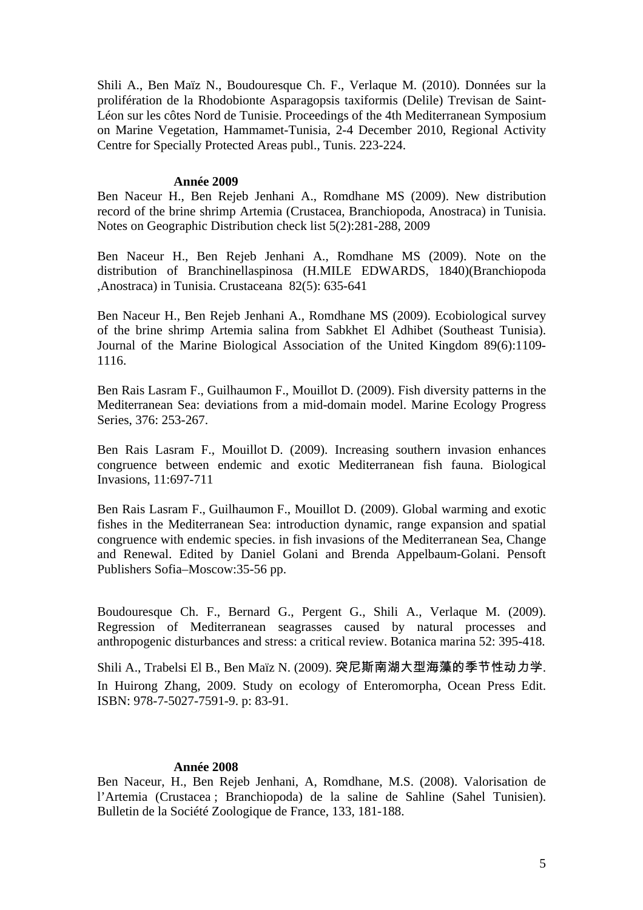Shili A., Ben Maïz N., Boudouresque Ch. F., Verlaque M. (2010). Données sur la prolifération de la Rhodobionte Asparagopsis taxiformis (Delile) Trevisan de Saint-Léon sur les côtes Nord de Tunisie. Proceedings of the 4th Mediterranean Symposium on Marine Vegetation, Hammamet-Tunisia, 2-4 December 2010, Regional Activity Centre for Specially Protected Areas publ., Tunis. 223-224.

**Année 2009**

Ben Naceur H., Ben Rejeb Jenhani A., Romdhane MS (2009). New distribution record of the brine shrimp Artemia (Crustacea, Branchiopoda, Anostraca) in Tunisia. Notes on Geographic Distribution check list 5(2):281-288, 2009

Ben Naceur H., Ben Rejeb Jenhani A., Romdhane MS (2009). Note on the distribution of Branchinellaspinosa (H.MILE EDWARDS, 1840)(Branchiopoda ,Anostraca) in Tunisia. Crustaceana 82(5): 635-641

Ben Naceur H., Ben Rejeb Jenhani A., Romdhane MS (2009). Ecobiological survey of the brine shrimp Artemia salina from Sabkhet El Adhibet (Southeast Tunisia). Journal of the Marine Biological Association of the United Kingdom 89(6):1109-1116.

Ben Rais Lasram F., Guilhaumon F., Mouillot D. (2009). Fish diversity patterns in the Mediterranean Sea: deviations from a mid-domain model. Marine Ecology Progress Series, 376: 253-267.

Ben Rais Lasram F., Mouillot D. (2009). Increasing southern invasion enhances congruence between endemic and exotic Mediterranean fish fauna. Biological Invasions, 11:697-711

Ben Rais Lasram F., Guilhaumon F., Mouillot D. (2009). Global warming and exotic fishes in the Mediterranean Sea: introduction dynamic, range expansion and spatial congruence with endemic species. in fish invasions of the Mediterranean Sea, Change and Renewal. Edited by Daniel Golani and Brenda Appelbaum-Golani. Pensoft Publishers Sofia–Moscow:35-56 pp.

Boudouresque Ch. F., Bernard G., Pergent G., Shili A., Verlaque M. (2009). Regression of Mediterranean seagrasses caused by natural processes and anthropogenic disturbances and stress: a critical review. Botanica marina 52: 395-418.

Shili A., Trabelsi El B., Ben Maïz N. (2009). 突尼斯南湖大型海藻的季节性动力学. In Huirong Zhang, 2009. Study on ecology of Enteromorpha, Ocean Press Edit. ISBN: 978-7-5027-7591-9. p: 83-91.

**Année 2008**

Ben Naceur, H., Ben Rejeb Jenhani, A, Romdhane, M.S. (2008). Valorisation de l'Artemia (Crustacea ; Branchiopoda) de la saline de Sahline (Sahel Tunisien). Bulletin de la Société Zoologique de France, 133, 181-188.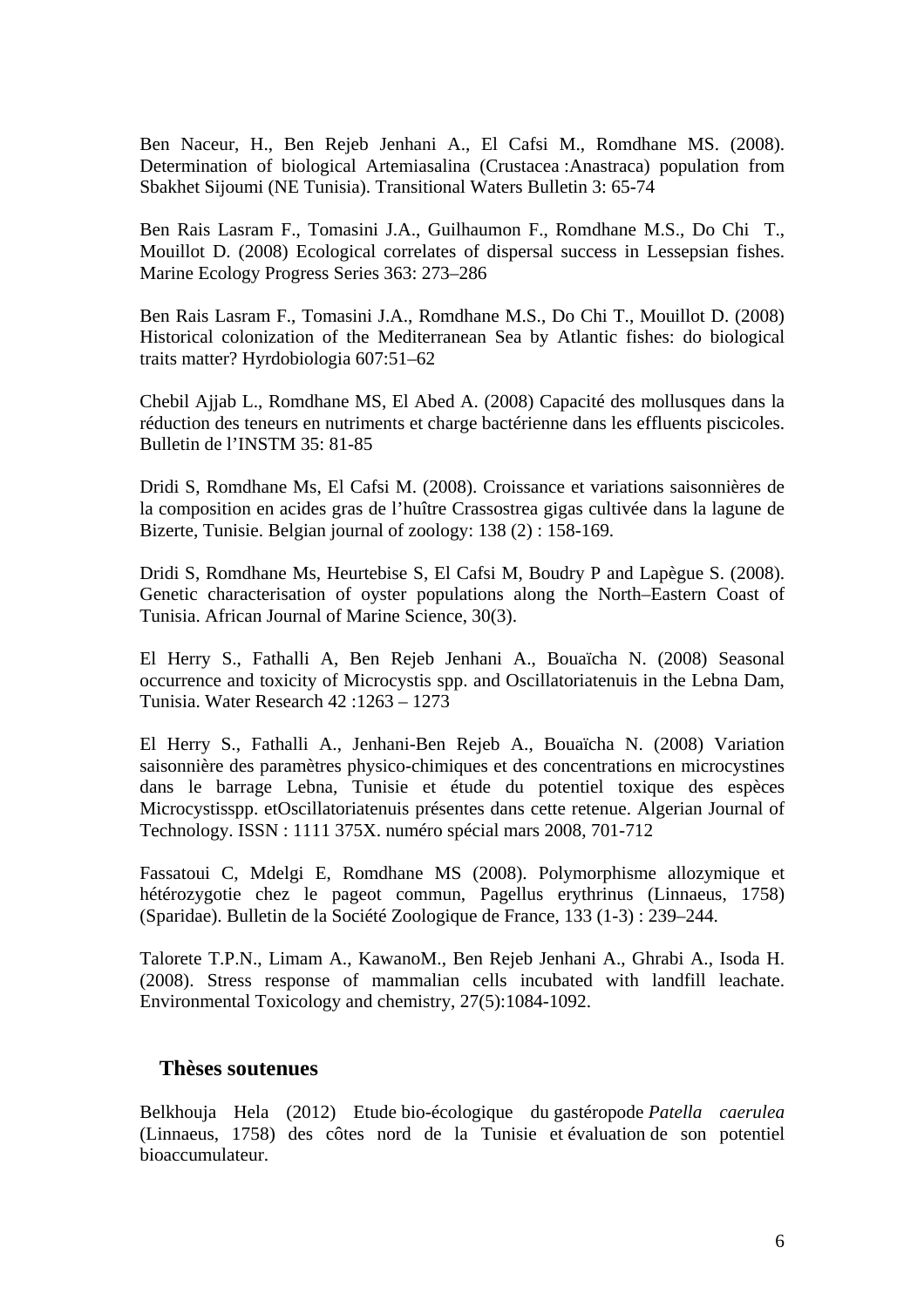Ben Naceur, H., Ben Rejeb Jenhani A., El Cafsi M., Romdhane MS. (2008). Determination of biological Artemiasalina (Crustacea :Anastraca) population from Sbakhet Sijoumi (NE Tunisia). Transitional Waters Bulletin 3: 65-74

Ben Rais Lasram F., Tomasini J.A., Guilhaumon F., Romdhane M.S., Do Chi T., Mouillot D. (2008) Ecological correlates of dispersal success in Lessepsian fishes. Marine Ecology Progress Series 363: 273–286

Ben Rais Lasram F., Tomasini J.A., Romdhane M.S., Do Chi T., Mouillot D. (2008) Historical colonization of the Mediterranean Sea by Atlantic fishes: do biological traits matter? Hyrdobiologia 607:51–62

Chebil Ajjab L., Romdhane MS, El Abed A. (2008) Capacité des mollusques dans la réduction des teneurs en nutriments et charge bactérienne dans les effluents piscicoles. Bulletin de l'INSTM 35: 81-85

Dridi S, Romdhane Ms, El Cafsi M. (2008). Croissance et variations saisonnières de la composition en acides gras de l'huître Crassostrea gigas cultivée dans la lagune de Bizerte, Tunisie. Belgian journal of zoology: 138 (2) : 158-169.

Dridi S, Romdhane Ms, Heurtebise S, El Cafsi M, Boudry P and Lapègue S. (2008). Genetic characterisation of oyster populations along the North–Eastern Coast of Tunisia. African Journal of Marine Science, 30(3).

El Herry S., Fathalli A, Ben Rejeb Jenhani A., Bouaïcha N. (2008) Seasonal occurrence and toxicity of Microcystis spp. and Oscillatoriatenuis in the Lebna Dam, Tunisia. Water Research 42 :1263 – 1273

El Herry S., Fathalli A., Jenhani-Ben Rejeb A., Bouaïcha N. (2008) Variation saisonnière des paramètres physico-chimiques et des concentrations en microcystines dans le barrage Lebna, Tunisie et étude du potentiel toxique des espèces Microcystisspp. etOscillatoriatenuis présentes dans cette retenue. Algerian Journal of Technology. ISSN : 1111 375X. numéro spécial mars 2008, 701-712

Fassatoui C, Mdelgi E, Romdhane MS (2008). Polymorphisme allozymique et hétérozygotie chez le pageot commun, Pagellus erythrinus (Linnaeus, 1758) (Sparidae). Bulletin de la Société Zoologique de France, 133 (1-3) : 239–244.

Talorete T.P.N., Limam A., KawanoM., Ben Rejeb Jenhani A., Ghrabi A., Isoda H. (2008). Stress response of mammalian cells incubated with landfill leachate. Environmental Toxicology and chemistry, 27(5):1084-1092.

## Thèses soutenues

Belkhouja Hela (2012) Etude bio-écologique du gastéropode *Patella caerulea* (Linnaeus, 1758) des côtes nord de la Tunisie et évaluation de son potentiel bioaccumulateur.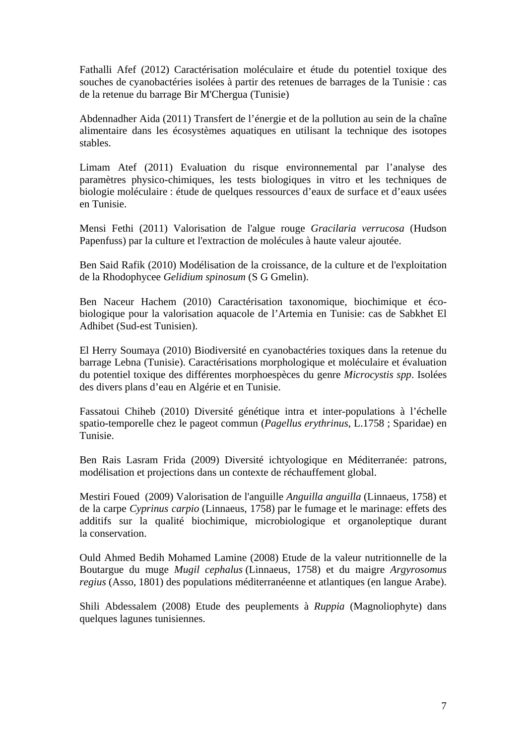Fathalli Afef (2012) Caractérisation moléculaire et étude du potentiel toxique des souches de cyanobactéries isolées à partir des retenues de barrages de la Tunisie : cas de la retenue du barrage Bir M'Chergua (Tunisie)

Abdennadher Aida (2011) Transfert de l'énergie et de la pollution au sein de la chaîne alimentaire dans les écosystèmes aquatiques en utilisant la technique des isotopes stables.

Limam Atef (2011) Evaluation du risque environnemental par l'analyse des paramètres physico-chimiques, les tests biologiques in vitro et les techniques de biologie moléculaire : étude de quelques ressources d'eaux de surface et d'eaux usées en Tunisie.

Mensi Fethi (2011) Valorisation de l'algue rouge *Gracilaria verrucosa* (Hudson Papenfuss) par la culture et l'extraction de molécules à haute valeur ajoutée.

Ben Said Rafik (2010) Modélisation de la croissance, de la culture et de l'exploitation de la Rhodophycee *Gelidium spinosum* (S G Gmelin).

Ben Naceur Hachem (2010) Caractérisation taxonomique, biochimique et éco-biologique pour la valorisation aquacole de l'Artemia en Tunisie: cas de Sabkhet El Adhibet (Sud-est Tunisien).

El Herry Soumaya (2010) Biodiversité en cyanobactéries toxiques dans la retenue du barrage Lebna (Tunisie). Caractérisations morphologique et moléculaire et évaluation du potentiel toxique des différentes morphoespèces du genre *Microcystis spp*. Isolées des divers plans d'eau en Algérie et en Tunisie.

Fassatoui Chiheb (2010) Diversité génétique intra et inter-populations à l'échelle spatio-temporelle chez le pageot commun (*Pagellus erythrinus*, L.1758 ; Sparidae) en Tunisie.

Ben Rais Lasram Frida (2009) Diversité ichtyologique en Méditerranée: patrons, modélisation et projections dans un contexte de réchauffement global.

Mestiri Foued (2009) Valorisation de l'anguille *Anguilla anguilla* (Linnaeus, 1758) et de la carpe *Cyprinus carpio* (Linnaeus, 1758) par le fumage et le marinage: effets des additifs sur la qualité biochimique, microbiologique et organoleptique durant la conservation.

Ould Ahmed Bedih Mohamed Lamine (2008) Etude de la valeur nutritionnelle de la Boutargue du muge *Mugil cephalus* (Linnaeus, 1758) et du maigre *Argyrosomus regius* (Asso, 1801) des populations méditerranéenne et atlantiques (en langue Arabe).

Shili Abdessalem (2008) Etude des peuplements à *Ruppia* (Magnoliophyte) dans quelques lagunes tunisiennes.